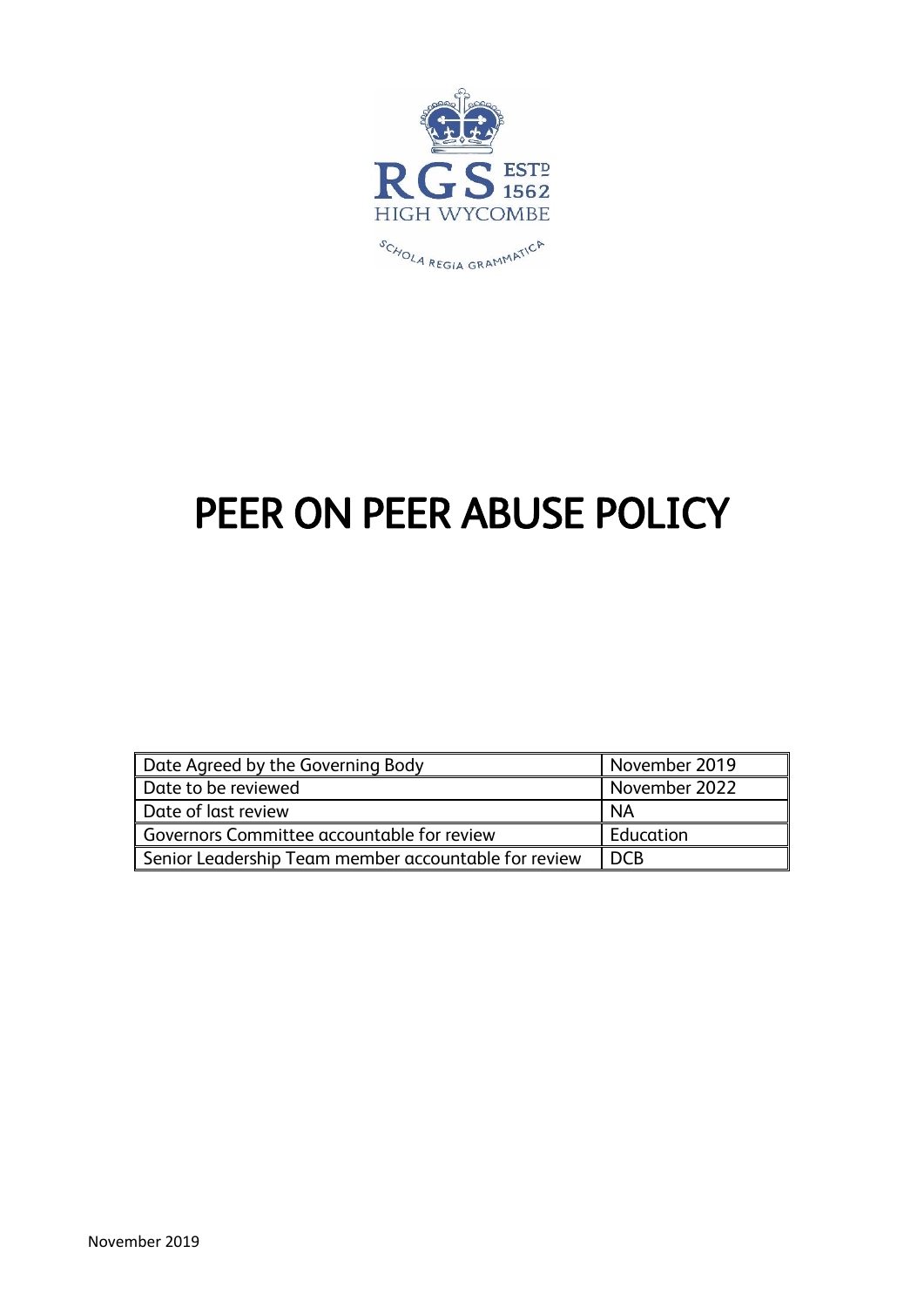RGS ESTD 1562
HIGH WYCOMBE
SCHOLA REGIA GRAMMATICA

# PEER ON PEER ABUSE POLICY

| Date Agreed by the Governing Body | November 2019 |
|---|---|
| Date to be reviewed | November 2022 |
| Date of last review | NA |
| Governors Committee accountable for review | Education |
| Senior Leadership Team member accountable for review | DCB |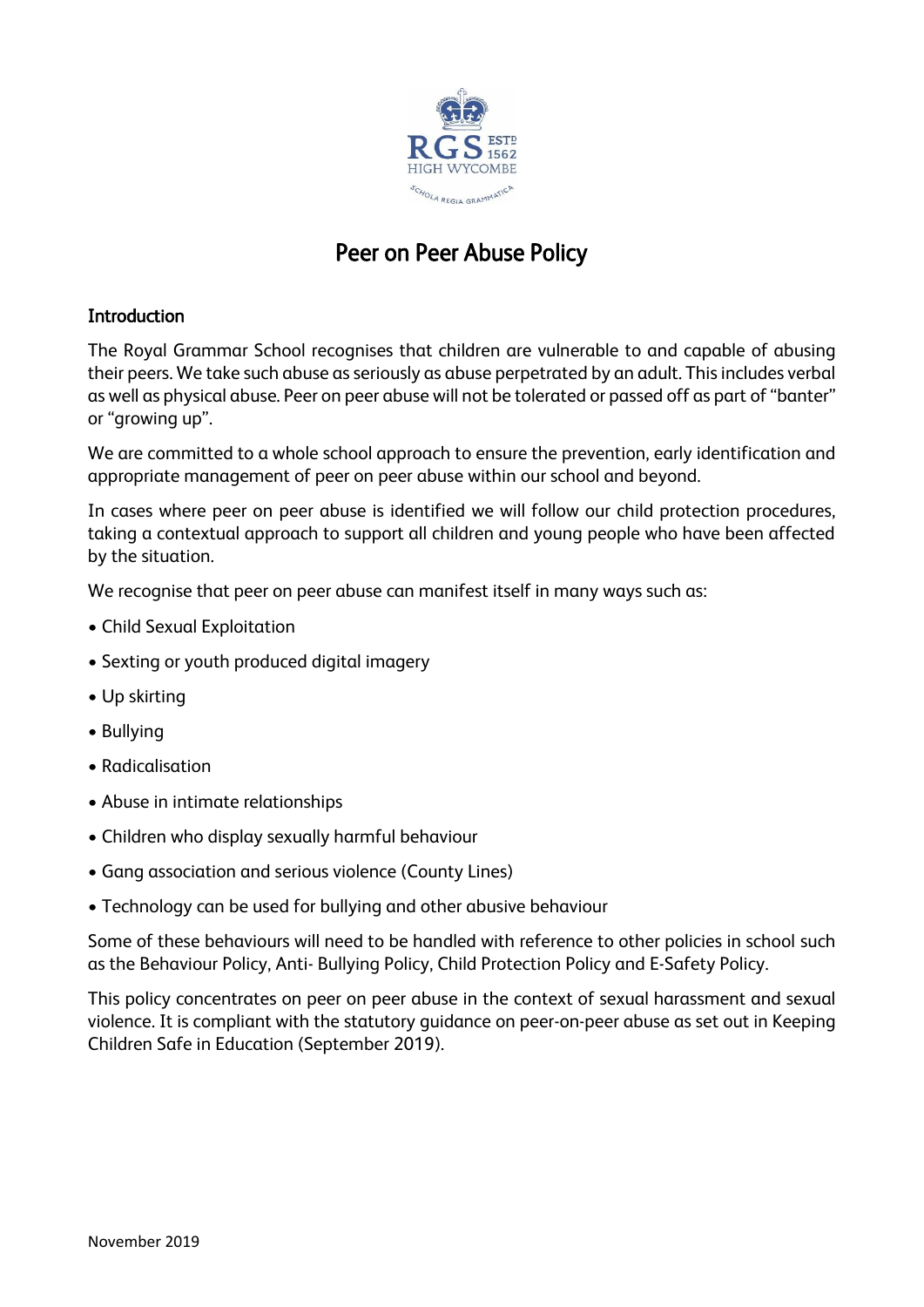# Peer on Peer Abuse Policy

## Introduction

The Royal Grammar School recognises that children are vulnerable to and capable of abusing their peers. We take such abuse as seriously as abuse perpetrated by an adult. This includes verbal as well as physical abuse. Peer on peer abuse will not be tolerated or passed off as part of "banter" or "growing up".

We are committed to a whole school approach to ensure the prevention, early identification and appropriate management of peer on peer abuse within our school and beyond.

In cases where peer on peer abuse is identified we will follow our child protection procedures, taking a contextual approach to support all children and young people who have been affected by the situation.

We recognise that peer on peer abuse can manifest itself in many ways such as:

- Child Sexual Exploitation
- Sexting or youth produced digital imagery
- Up skirting
- Bullying
- Radicalisation
- Abuse in intimate relationships
- Children who display sexually harmful behaviour
- Gang association and serious violence (County Lines)
- Technology can be used for bullying and other abusive behaviour

Some of these behaviours will need to be handled with reference to other policies in school such as the Behaviour Policy, Anti- Bullying Policy, Child Protection Policy and E-Safety Policy.

This policy concentrates on peer on peer abuse in the context of sexual harassment and sexual violence. It is compliant with the statutory guidance on peer-on-peer abuse as set out in Keeping Children Safe in Education (September 2019).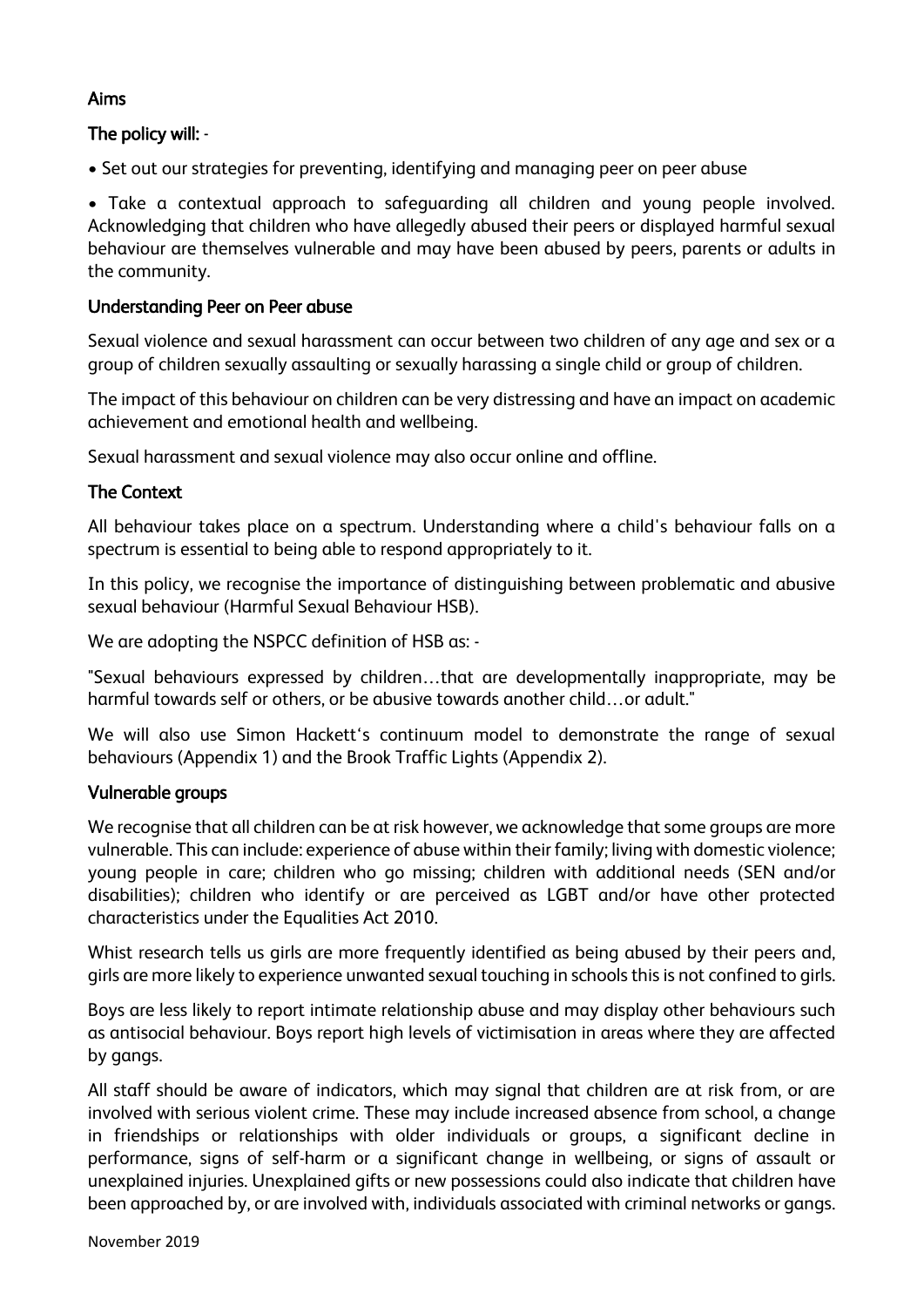## Aims

**The policy will: -**

- Set out our strategies for preventing, identifying and managing peer on peer abuse
- Take a contextual approach to safeguarding all children and young people involved. Acknowledging that children who have allegedly abused their peers or displayed harmful sexual behaviour are themselves vulnerable and may have been abused by peers, parents or adults in the community.

## Understanding Peer on Peer abuse

Sexual violence and sexual harassment can occur between two children of any age and sex or a group of children sexually assaulting or sexually harassing a single child or group of children.

The impact of this behaviour on children can be very distressing and have an impact on academic achievement and emotional health and wellbeing.

Sexual harassment and sexual violence may also occur online and offline.

## The Context

All behaviour takes place on a spectrum. Understanding where a child's behaviour falls on a spectrum is essential to being able to respond appropriately to it.

In this policy, we recognise the importance of distinguishing between problematic and abusive sexual behaviour (Harmful Sexual Behaviour HSB).

We are adopting the NSPCC definition of HSB as: -

"Sexual behaviours expressed by children…that are developmentally inappropriate, may be harmful towards self or others, or be abusive towards another child…or adult."

We will also use Simon Hackett's continuum model to demonstrate the range of sexual behaviours (Appendix 1) and the Brook Traffic Lights (Appendix 2).

## Vulnerable groups

We recognise that all children can be at risk however, we acknowledge that some groups are more vulnerable. This can include: experience of abuse within their family; living with domestic violence; young people in care; children who go missing; children with additional needs (SEN and/or disabilities); children who identify or are perceived as LGBT and/or have other protected characteristics under the Equalities Act 2010.

Whist research tells us girls are more frequently identified as being abused by their peers and, girls are more likely to experience unwanted sexual touching in schools this is not confined to girls.

Boys are less likely to report intimate relationship abuse and may display other behaviours such as antisocial behaviour. Boys report high levels of victimisation in areas where they are affected by gangs.

All staff should be aware of indicators, which may signal that children are at risk from, or are involved with serious violent crime. These may include increased absence from school, a change in friendships or relationships with older individuals or groups, a significant decline in performance, signs of self-harm or a significant change in wellbeing, or signs of assault or unexplained injuries. Unexplained gifts or new possessions could also indicate that children have been approached by, or are involved with, individuals associated with criminal networks or gangs.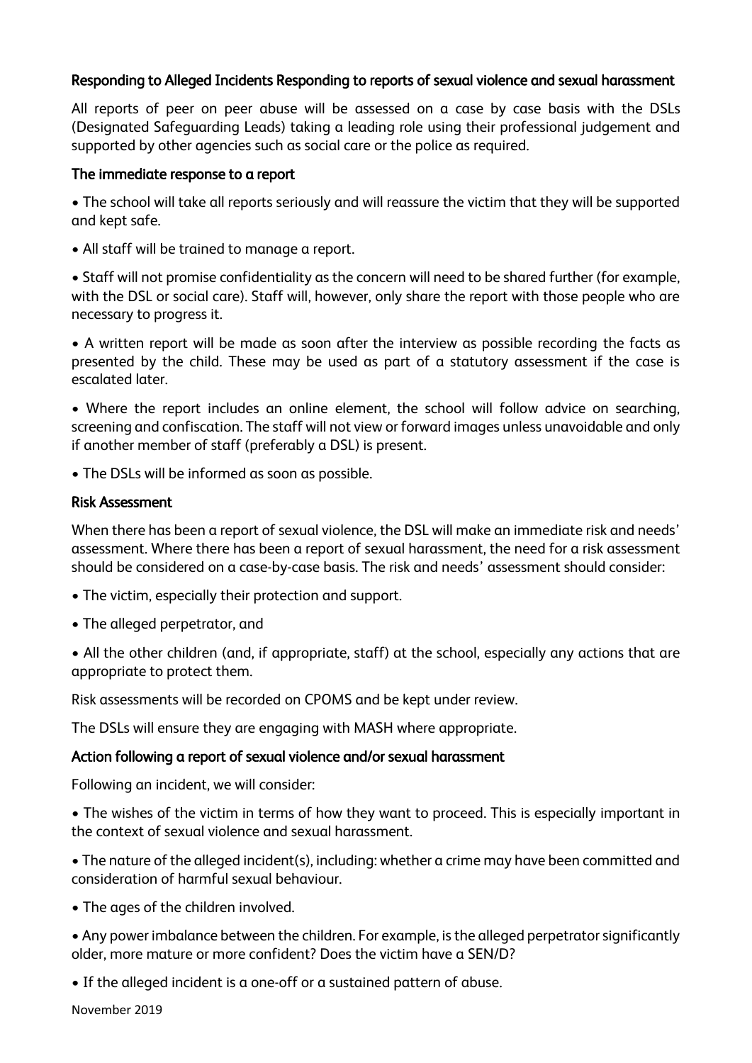### Responding to Alleged Incidents Responding to reports of sexual violence and sexual harassment

All reports of peer on peer abuse will be assessed on a case by case basis with the DSLs (Designated Safeguarding Leads) taking a leading role using their professional judgement and supported by other agencies such as social care or the police as required.

### The immediate response to a report

- The school will take all reports seriously and will reassure the victim that they will be supported and kept safe.
- All staff will be trained to manage a report.
- Staff will not promise confidentiality as the concern will need to be shared further (for example, with the DSL or social care). Staff will, however, only share the report with those people who are necessary to progress it.
- A written report will be made as soon after the interview as possible recording the facts as presented by the child. These may be used as part of a statutory assessment if the case is escalated later.
- Where the report includes an online element, the school will follow advice on searching, screening and confiscation. The staff will not view or forward images unless unavoidable and only if another member of staff (preferably a DSL) is present.
- The DSLs will be informed as soon as possible.

### Risk Assessment

When there has been a report of sexual violence, the DSL will make an immediate risk and needs' assessment. Where there has been a report of sexual harassment, the need for a risk assessment should be considered on a case-by-case basis. The risk and needs' assessment should consider:

- The victim, especially their protection and support.
- The alleged perpetrator, and
- All the other children (and, if appropriate, staff) at the school, especially any actions that are appropriate to protect them.

Risk assessments will be recorded on CPOMS and be kept under review.

The DSLs will ensure they are engaging with MASH where appropriate.

### Action following a report of sexual violence and/or sexual harassment

Following an incident, we will consider:

- The wishes of the victim in terms of how they want to proceed. This is especially important in the context of sexual violence and sexual harassment.
- The nature of the alleged incident(s), including: whether a crime may have been committed and consideration of harmful sexual behaviour.
- The ages of the children involved.
- Any power imbalance between the children. For example, is the alleged perpetrator significantly older, more mature or more confident? Does the victim have a SEN/D?
- If the alleged incident is a one-off or a sustained pattern of abuse.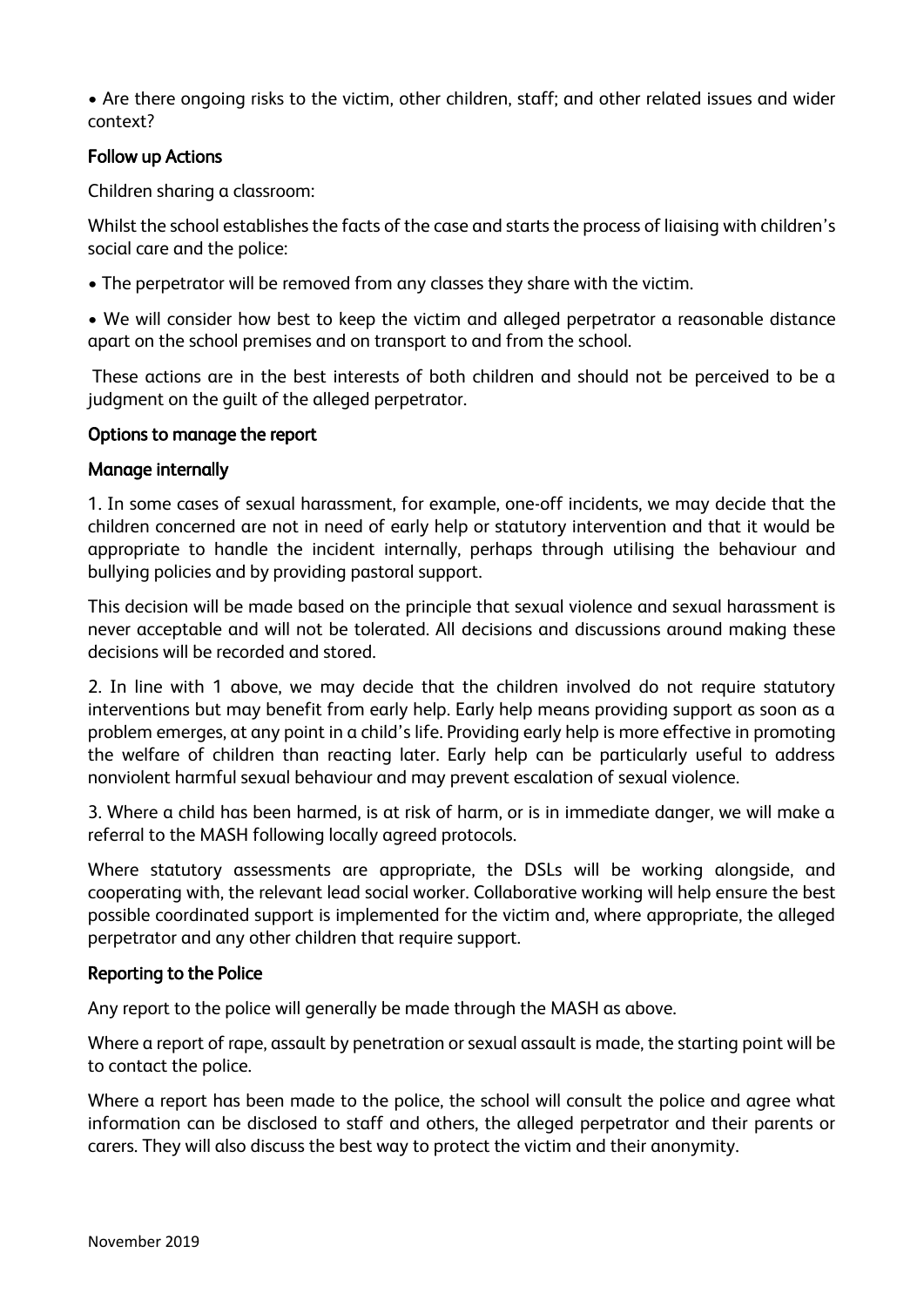- Are there ongoing risks to the victim, other children, staff; and other related issues and wider context?

### Follow up Actions

Children sharing a classroom:

Whilst the school establishes the facts of the case and starts the process of liaising with children's social care and the police:

- The perpetrator will be removed from any classes they share with the victim.
- We will consider how best to keep the victim and alleged perpetrator a reasonable distance apart on the school premises and on transport to and from the school.

These actions are in the best interests of both children and should not be perceived to be a judgment on the guilt of the alleged perpetrator.

### Options to manage the report

### Manage internally

1. In some cases of sexual harassment, for example, one-off incidents, we may decide that the children concerned are not in need of early help or statutory intervention and that it would be appropriate to handle the incident internally, perhaps through utilising the behaviour and bullying policies and by providing pastoral support.

This decision will be made based on the principle that sexual violence and sexual harassment is never acceptable and will not be tolerated. All decisions and discussions around making these decisions will be recorded and stored.

2. In line with 1 above, we may decide that the children involved do not require statutory interventions but may benefit from early help. Early help means providing support as soon as a problem emerges, at any point in a child's life. Providing early help is more effective in promoting the welfare of children than reacting later. Early help can be particularly useful to address nonviolent harmful sexual behaviour and may prevent escalation of sexual violence.

3. Where a child has been harmed, is at risk of harm, or is in immediate danger, we will make a referral to the MASH following locally agreed protocols.

Where statutory assessments are appropriate, the DSLs will be working alongside, and cooperating with, the relevant lead social worker. Collaborative working will help ensure the best possible coordinated support is implemented for the victim and, where appropriate, the alleged perpetrator and any other children that require support.

### Reporting to the Police

Any report to the police will generally be made through the MASH as above.

Where a report of rape, assault by penetration or sexual assault is made, the starting point will be to contact the police.

Where a report has been made to the police, the school will consult the police and agree what information can be disclosed to staff and others, the alleged perpetrator and their parents or carers. They will also discuss the best way to protect the victim and their anonymity.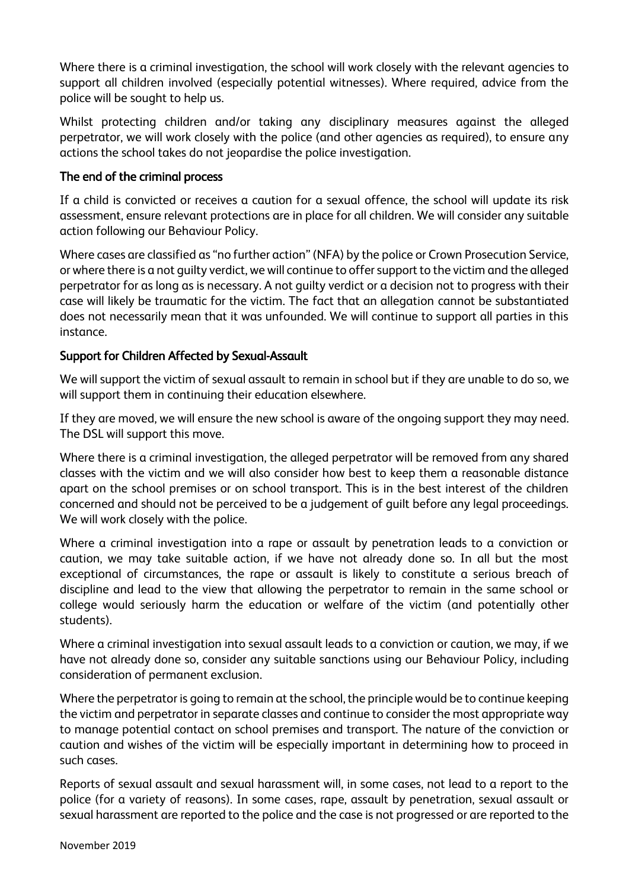Where there is a criminal investigation, the school will work closely with the relevant agencies to support all children involved (especially potential witnesses). Where required, advice from the police will be sought to help us.

Whilst protecting children and/or taking any disciplinary measures against the alleged perpetrator, we will work closely with the police (and other agencies as required), to ensure any actions the school takes do not jeopardise the police investigation.

### The end of the criminal process

If a child is convicted or receives a caution for a sexual offence, the school will update its risk assessment, ensure relevant protections are in place for all children. We will consider any suitable action following our Behaviour Policy.

Where cases are classified as "no further action" (NFA) by the police or Crown Prosecution Service, or where there is a not guilty verdict, we will continue to offer support to the victim and the alleged perpetrator for as long as is necessary. A not guilty verdict or a decision not to progress with their case will likely be traumatic for the victim. The fact that an allegation cannot be substantiated does not necessarily mean that it was unfounded. We will continue to support all parties in this instance.

### Support for Children Affected by Sexual-Assault

We will support the victim of sexual assault to remain in school but if they are unable to do so, we will support them in continuing their education elsewhere.

If they are moved, we will ensure the new school is aware of the ongoing support they may need. The DSL will support this move.

Where there is a criminal investigation, the alleged perpetrator will be removed from any shared classes with the victim and we will also consider how best to keep them a reasonable distance apart on the school premises or on school transport. This is in the best interest of the children concerned and should not be perceived to be a judgement of guilt before any legal proceedings. We will work closely with the police.

Where a criminal investigation into a rape or assault by penetration leads to a conviction or caution, we may take suitable action, if we have not already done so. In all but the most exceptional of circumstances, the rape or assault is likely to constitute a serious breach of discipline and lead to the view that allowing the perpetrator to remain in the same school or college would seriously harm the education or welfare of the victim (and potentially other students).

Where a criminal investigation into sexual assault leads to a conviction or caution, we may, if we have not already done so, consider any suitable sanctions using our Behaviour Policy, including consideration of permanent exclusion.

Where the perpetrator is going to remain at the school, the principle would be to continue keeping the victim and perpetrator in separate classes and continue to consider the most appropriate way to manage potential contact on school premises and transport. The nature of the conviction or caution and wishes of the victim will be especially important in determining how to proceed in such cases.

Reports of sexual assault and sexual harassment will, in some cases, not lead to a report to the police (for a variety of reasons). In some cases, rape, assault by penetration, sexual assault or sexual harassment are reported to the police and the case is not progressed or are reported to the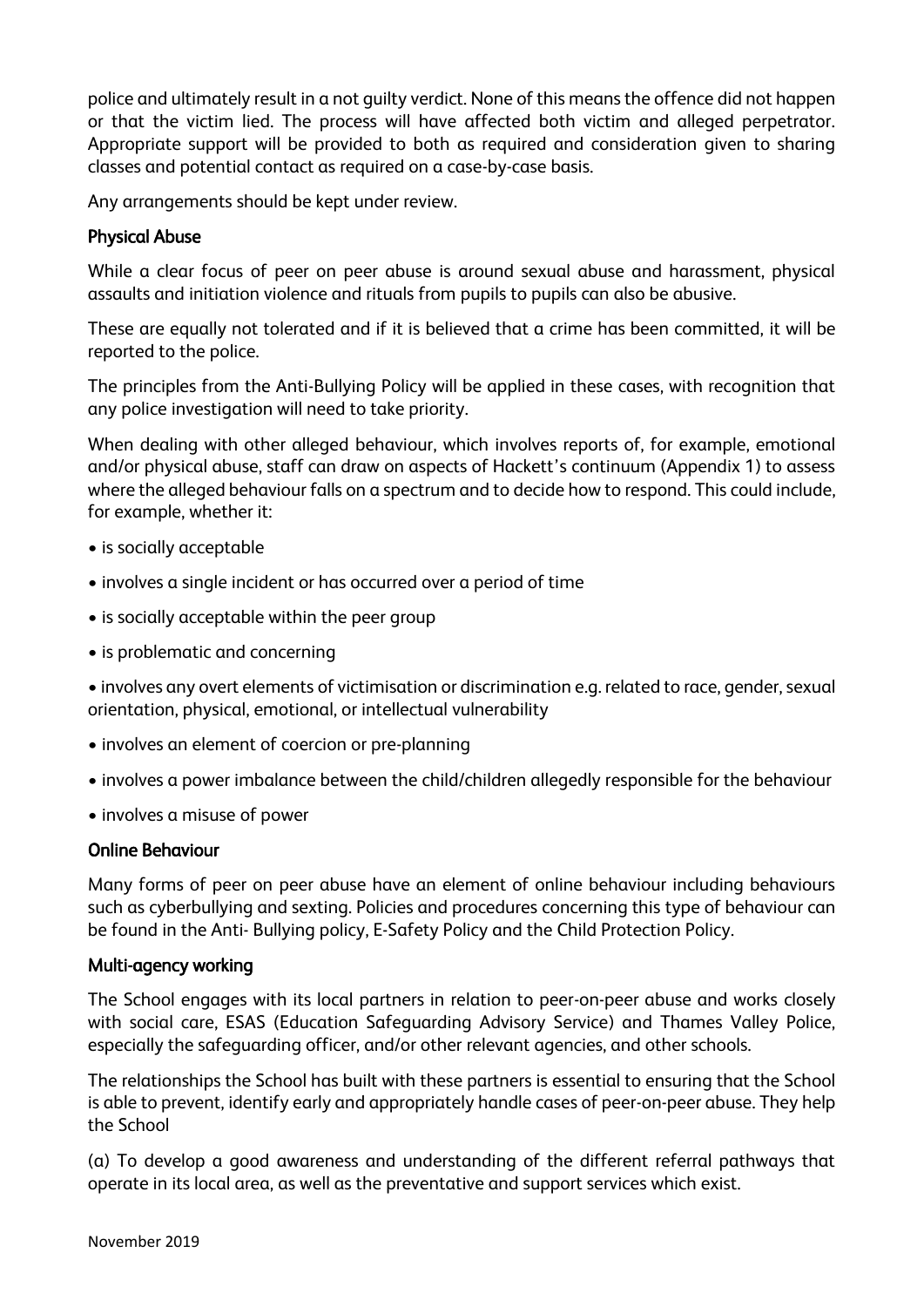police and ultimately result in a not guilty verdict. None of this means the offence did not happen or that the victim lied. The process will have affected both victim and alleged perpetrator. Appropriate support will be provided to both as required and consideration given to sharing classes and potential contact as required on a case-by-case basis.

Any arrangements should be kept under review.

### Physical Abuse

While a clear focus of peer on peer abuse is around sexual abuse and harassment, physical assaults and initiation violence and rituals from pupils to pupils can also be abusive.

These are equally not tolerated and if it is believed that a crime has been committed, it will be reported to the police.

The principles from the Anti-Bullying Policy will be applied in these cases, with recognition that any police investigation will need to take priority.

When dealing with other alleged behaviour, which involves reports of, for example, emotional and/or physical abuse, staff can draw on aspects of Hackett's continuum (Appendix 1) to assess where the alleged behaviour falls on a spectrum and to decide how to respond. This could include, for example, whether it:

- is socially acceptable
- involves a single incident or has occurred over a period of time
- is socially acceptable within the peer group
- is problematic and concerning
- involves any overt elements of victimisation or discrimination e.g. related to race, gender, sexual orientation, physical, emotional, or intellectual vulnerability
- involves an element of coercion or pre-planning
- involves a power imbalance between the child/children allegedly responsible for the behaviour
- involves a misuse of power

### Online Behaviour

Many forms of peer on peer abuse have an element of online behaviour including behaviours such as cyberbullying and sexting. Policies and procedures concerning this type of behaviour can be found in the Anti- Bullying policy, E-Safety Policy and the Child Protection Policy.

### Multi-agency working

The School engages with its local partners in relation to peer-on-peer abuse and works closely with social care, ESAS (Education Safeguarding Advisory Service) and Thames Valley Police, especially the safeguarding officer, and/or other relevant agencies, and other schools.

The relationships the School has built with these partners is essential to ensuring that the School is able to prevent, identify early and appropriately handle cases of peer-on-peer abuse. They help the School

(a) To develop a good awareness and understanding of the different referral pathways that operate in its local area, as well as the preventative and support services which exist.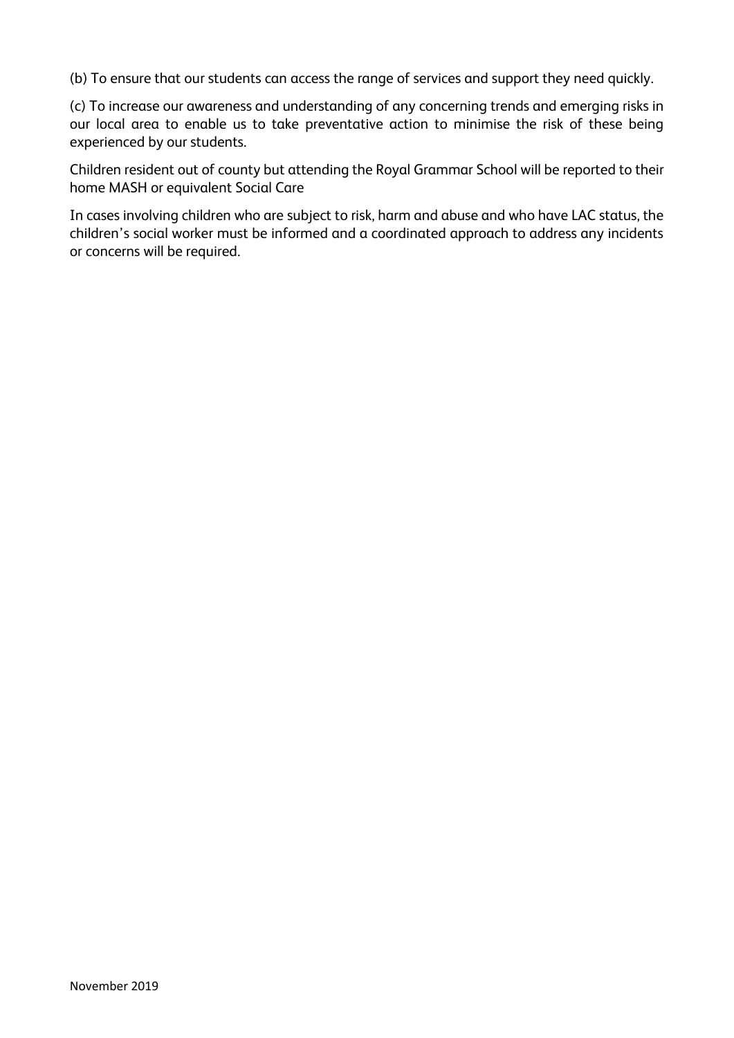(b) To ensure that our students can access the range of services and support they need quickly.

(c) To increase our awareness and understanding of any concerning trends and emerging risks in our local area to enable us to take preventative action to minimise the risk of these being experienced by our students.

Children resident out of county but attending the Royal Grammar School will be reported to their home MASH or equivalent Social Care

In cases involving children who are subject to risk, harm and abuse and who have LAC status, the children's social worker must be informed and a coordinated approach to address any incidents or concerns will be required.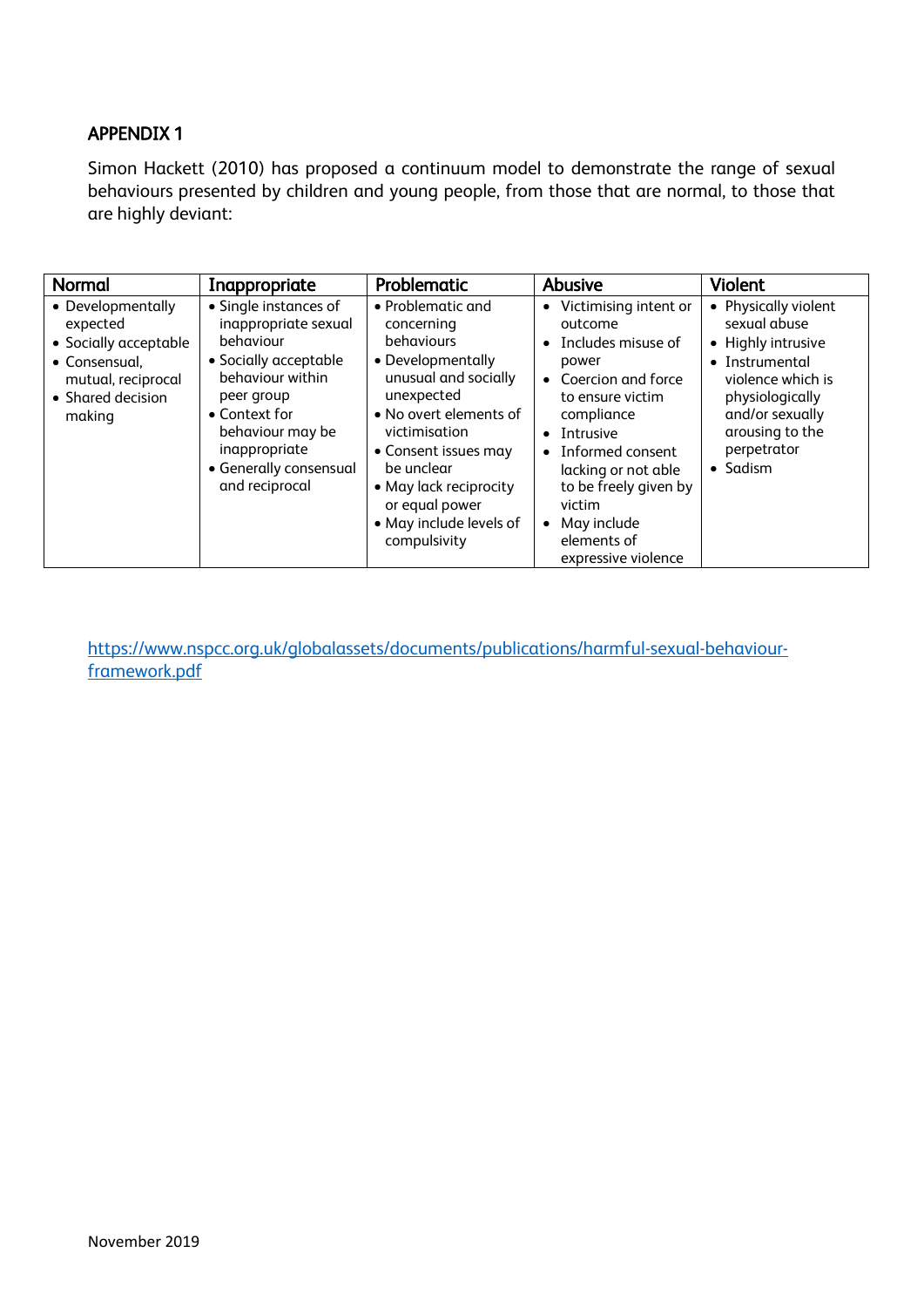## APPENDIX 1

Simon Hackett (2010) has proposed a continuum model to demonstrate the range of sexual behaviours presented by children and young people, from those that are normal, to those that are highly deviant:

| Normal | Inappropriate | Problematic | Abusive | Violent |
|---|---|---|---|---|
| • Developmentally expected<br>• Socially acceptable<br>• Consensual, mutual, reciprocal<br>• Shared decision making | • Single instances of inappropriate sexual behaviour<br>• Socially acceptable behaviour within peer group<br>• Context for behaviour may be inappropriate<br>• Generally consensual and reciprocal | • Problematic and concerning behaviours<br>• Developmentally unusual and socially unexpected<br>• No overt elements of victimisation<br>• Consent issues may be unclear<br>• May lack reciprocity or equal power<br>• May include levels of compulsivity | • Victimising intent or outcome<br>• Includes misuse of power<br>• Coercion and force to ensure victim compliance<br>• Intrusive<br>• Informed consent lacking or not able to be freely given by victim<br>• May include elements of expressive violence | • Physically violent sexual abuse<br>• Highly intrusive<br>• Instrumental violence which is physiologically and/or sexually arousing to the perpetrator<br>• Sadism |

https://www.nspcc.org.uk/globalassets/documents/publications/harmful-sexual-behaviour-framework.pdf

November 2019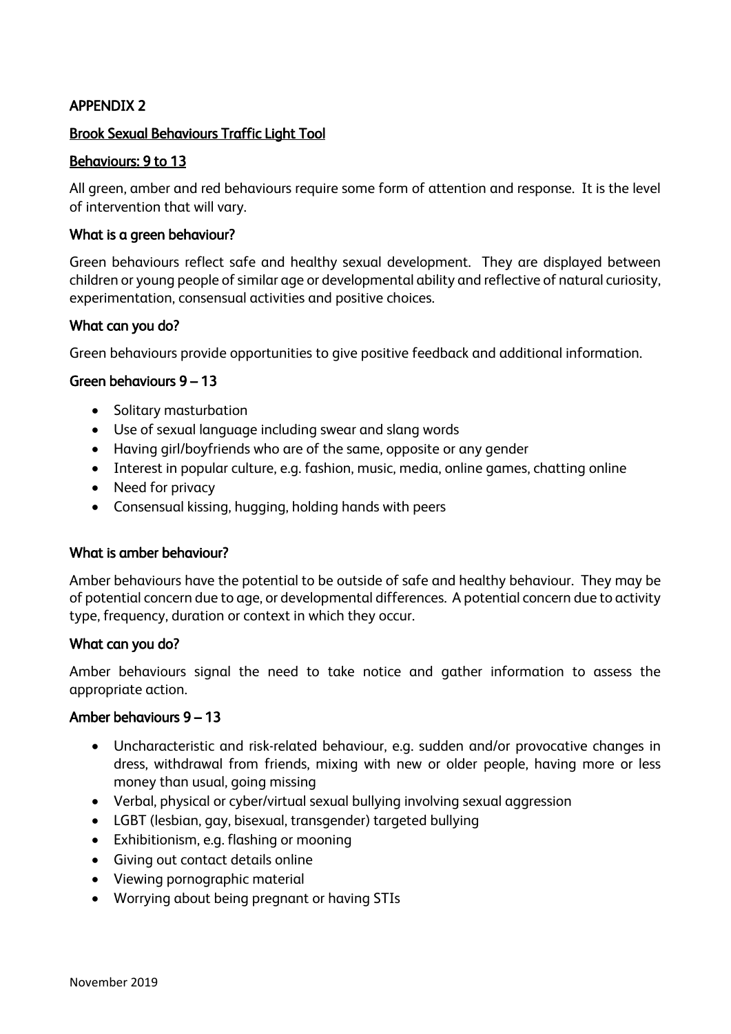# APPENDIX 2

## Brook Sexual Behaviours Traffic Light Tool

### Behaviours: 9 to 13

All green, amber and red behaviours require some form of attention and response. It is the level of intervention that will vary.

### What is a green behaviour?

Green behaviours reflect safe and healthy sexual development. They are displayed between children or young people of similar age or developmental ability and reflective of natural curiosity, experimentation, consensual activities and positive choices.

### What can you do?

Green behaviours provide opportunities to give positive feedback and additional information.

### Green behaviours 9 – 13

- Solitary masturbation
- Use of sexual language including swear and slang words
- Having girl/boyfriends who are of the same, opposite or any gender
- Interest in popular culture, e.g. fashion, music, media, online games, chatting online
- Need for privacy
- Consensual kissing, hugging, holding hands with peers

### What is amber behaviour?

Amber behaviours have the potential to be outside of safe and healthy behaviour. They may be of potential concern due to age, or developmental differences. A potential concern due to activity type, frequency, duration or context in which they occur.

### What can you do?

Amber behaviours signal the need to take notice and gather information to assess the appropriate action.

### Amber behaviours 9 – 13

- Uncharacteristic and risk-related behaviour, e.g. sudden and/or provocative changes in dress, withdrawal from friends, mixing with new or older people, having more or less money than usual, going missing
- Verbal, physical or cyber/virtual sexual bullying involving sexual aggression
- LGBT (lesbian, gay, bisexual, transgender) targeted bullying
- Exhibitionism, e.g. flashing or mooning
- Giving out contact details online
- Viewing pornographic material
- Worrying about being pregnant or having STIs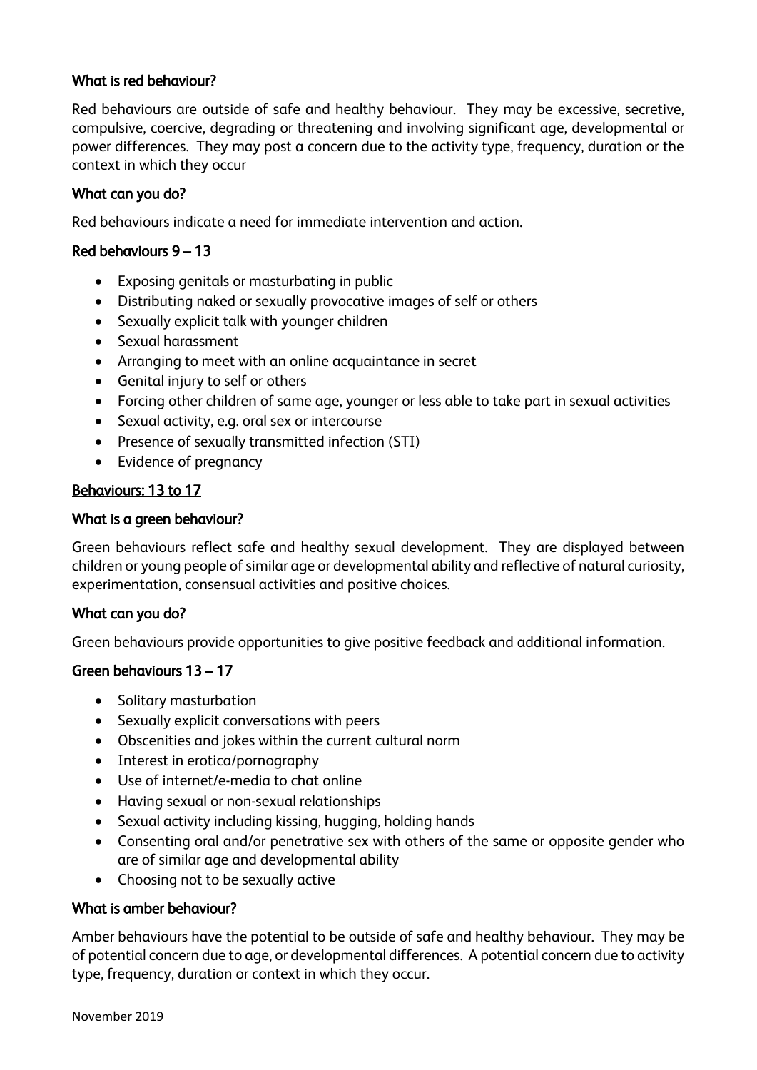### What is red behaviour?

Red behaviours are outside of safe and healthy behaviour. They may be excessive, secretive, compulsive, coercive, degrading or threatening and involving significant age, developmental or power differences. They may post a concern due to the activity type, frequency, duration or the context in which they occur

### What can you do?

Red behaviours indicate a need for immediate intervention and action.

### Red behaviours 9 – 13

- Exposing genitals or masturbating in public
- Distributing naked or sexually provocative images of self or others
- Sexually explicit talk with younger children
- Sexual harassment
- Arranging to meet with an online acquaintance in secret
- Genital injury to self or others
- Forcing other children of same age, younger or less able to take part in sexual activities
- Sexual activity, e.g. oral sex or intercourse
- Presence of sexually transmitted infection (STI)
- Evidence of pregnancy

## Behaviours: 13 to 17

### What is a green behaviour?

Green behaviours reflect safe and healthy sexual development. They are displayed between children or young people of similar age or developmental ability and reflective of natural curiosity, experimentation, consensual activities and positive choices.

### What can you do?

Green behaviours provide opportunities to give positive feedback and additional information.

### Green behaviours 13 – 17

- Solitary masturbation
- Sexually explicit conversations with peers
- Obscenities and jokes within the current cultural norm
- Interest in erotica/pornography
- Use of internet/e-media to chat online
- Having sexual or non-sexual relationships
- Sexual activity including kissing, hugging, holding hands
- Consenting oral and/or penetrative sex with others of the same or opposite gender who are of similar age and developmental ability
- Choosing not to be sexually active

### What is amber behaviour?

Amber behaviours have the potential to be outside of safe and healthy behaviour. They may be of potential concern due to age, or developmental differences. A potential concern due to activity type, frequency, duration or context in which they occur.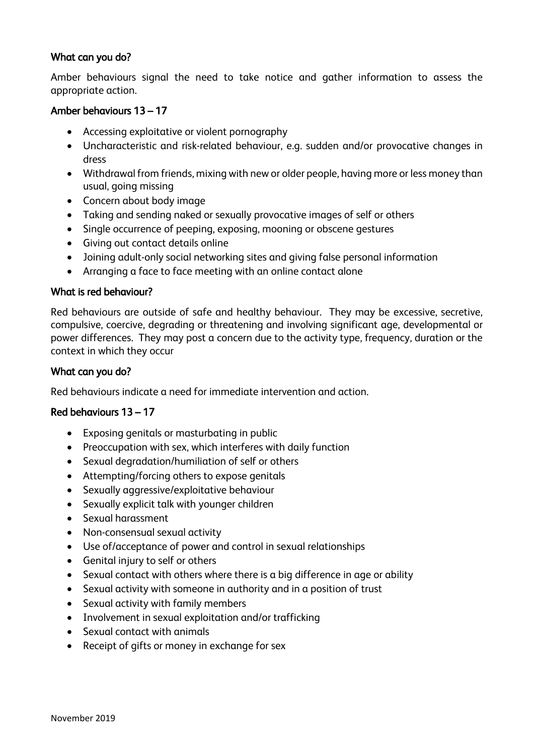### What can you do?

Amber behaviours signal the need to take notice and gather information to assess the appropriate action.

### Amber behaviours 13 – 17

- Accessing exploitative or violent pornography
- Uncharacteristic and risk-related behaviour, e.g. sudden and/or provocative changes in dress
- Withdrawal from friends, mixing with new or older people, having more or less money than usual, going missing
- Concern about body image
- Taking and sending naked or sexually provocative images of self or others
- Single occurrence of peeping, exposing, mooning or obscene gestures
- Giving out contact details online
- Joining adult-only social networking sites and giving false personal information
- Arranging a face to face meeting with an online contact alone

### What is red behaviour?

Red behaviours are outside of safe and healthy behaviour. They may be excessive, secretive, compulsive, coercive, degrading or threatening and involving significant age, developmental or power differences. They may post a concern due to the activity type, frequency, duration or the context in which they occur

### What can you do?

Red behaviours indicate a need for immediate intervention and action.

### Red behaviours 13 – 17

- Exposing genitals or masturbating in public
- Preoccupation with sex, which interferes with daily function
- Sexual degradation/humiliation of self or others
- Attempting/forcing others to expose genitals
- Sexually aggressive/exploitative behaviour
- Sexually explicit talk with younger children
- Sexual harassment
- Non-consensual sexual activity
- Use of/acceptance of power and control in sexual relationships
- Genital injury to self or others
- Sexual contact with others where there is a big difference in age or ability
- Sexual activity with someone in authority and in a position of trust
- Sexual activity with family members
- Involvement in sexual exploitation and/or trafficking
- Sexual contact with animals
- Receipt of gifts or money in exchange for sex

November 2019